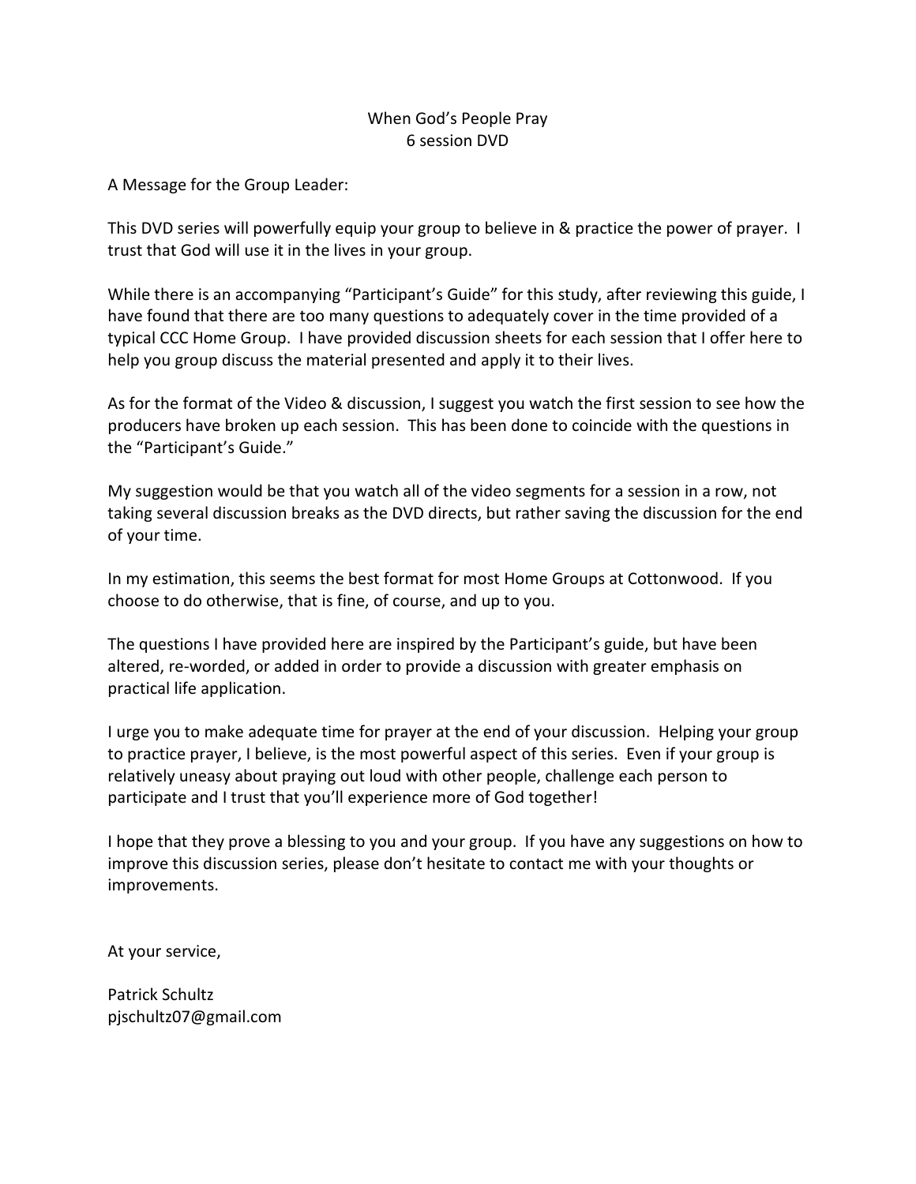When God's People Pray
6 session DVD

A Message for the Group Leader:

This DVD series will powerfully equip your group to believe in & practice the power of prayer. I trust that God will use it in the lives in your group.

While there is an accompanying "Participant's Guide" for this study, after reviewing this guide, I have found that there are too many questions to adequately cover in the time provided of a typical CCC Home Group. I have provided discussion sheets for each session that I offer here to help you group discuss the material presented and apply it to their lives.

As for the format of the Video & discussion, I suggest you watch the first session to see how the producers have broken up each session. This has been done to coincide with the questions in the "Participant's Guide."

My suggestion would be that you watch all of the video segments for a session in a row, not taking several discussion breaks as the DVD directs, but rather saving the discussion for the end of your time.

In my estimation, this seems the best format for most Home Groups at Cottonwood. If you choose to do otherwise, that is fine, of course, and up to you.

The questions I have provided here are inspired by the Participant's guide, but have been altered, re-worded, or added in order to provide a discussion with greater emphasis on practical life application.

I urge you to make adequate time for prayer at the end of your discussion. Helping your group to practice prayer, I believe, is the most powerful aspect of this series. Even if your group is relatively uneasy about praying out loud with other people, challenge each person to participate and I trust that you'll experience more of God together!

I hope that they prove a blessing to you and your group. If you have any suggestions on how to improve this discussion series, please don't hesitate to contact me with your thoughts or improvements.

At your service,

Patrick Schultz
pjschultz07@gmail.com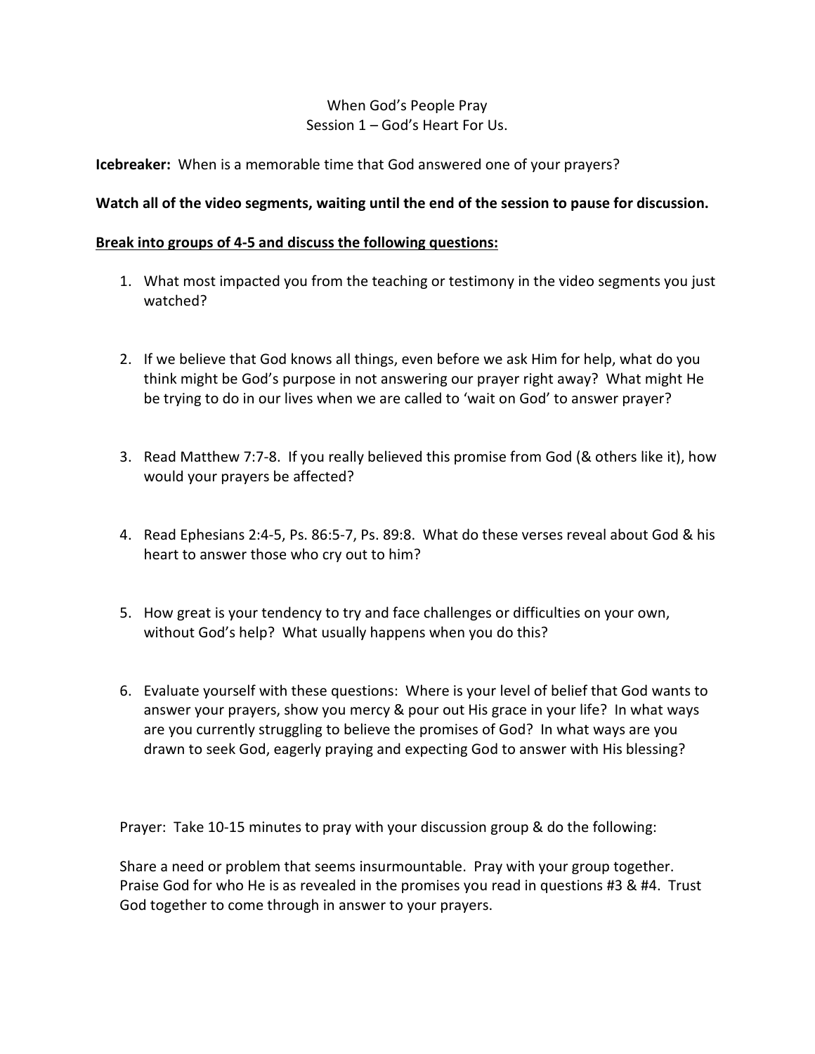# When God's People Pray
## Session 1 – God's Heart For Us.

**Icebreaker:** When is a memorable time that God answered one of your prayers?

**Watch all of the video segments, waiting until the end of the session to pause for discussion.**

**<u>Break into groups of 4-5 and discuss the following questions:</u>**

1. What most impacted you from the teaching or testimony in the video segments you just watched?

2. If we believe that God knows all things, even before we ask Him for help, what do you think might be God's purpose in not answering our prayer right away? What might He be trying to do in our lives when we are called to 'wait on God' to answer prayer?

3. Read Matthew 7:7-8. If you really believed this promise from God (& others like it), how would your prayers be affected?

4. Read Ephesians 2:4-5, Ps. 86:5-7, Ps. 89:8. What do these verses reveal about God & his heart to answer those who cry out to him?

5. How great is your tendency to try and face challenges or difficulties on your own, without God's help? What usually happens when you do this?

6. Evaluate yourself with these questions: Where is your level of belief that God wants to answer your prayers, show you mercy & pour out His grace in your life? In what ways are you currently struggling to believe the promises of God? In what ways are you drawn to seek God, eagerly praying and expecting God to answer with His blessing?

Prayer: Take 10-15 minutes to pray with your discussion group & do the following:

Share a need or problem that seems insurmountable. Pray with your group together. Praise God for who He is as revealed in the promises you read in questions #3 & #4. Trust God together to come through in answer to your prayers.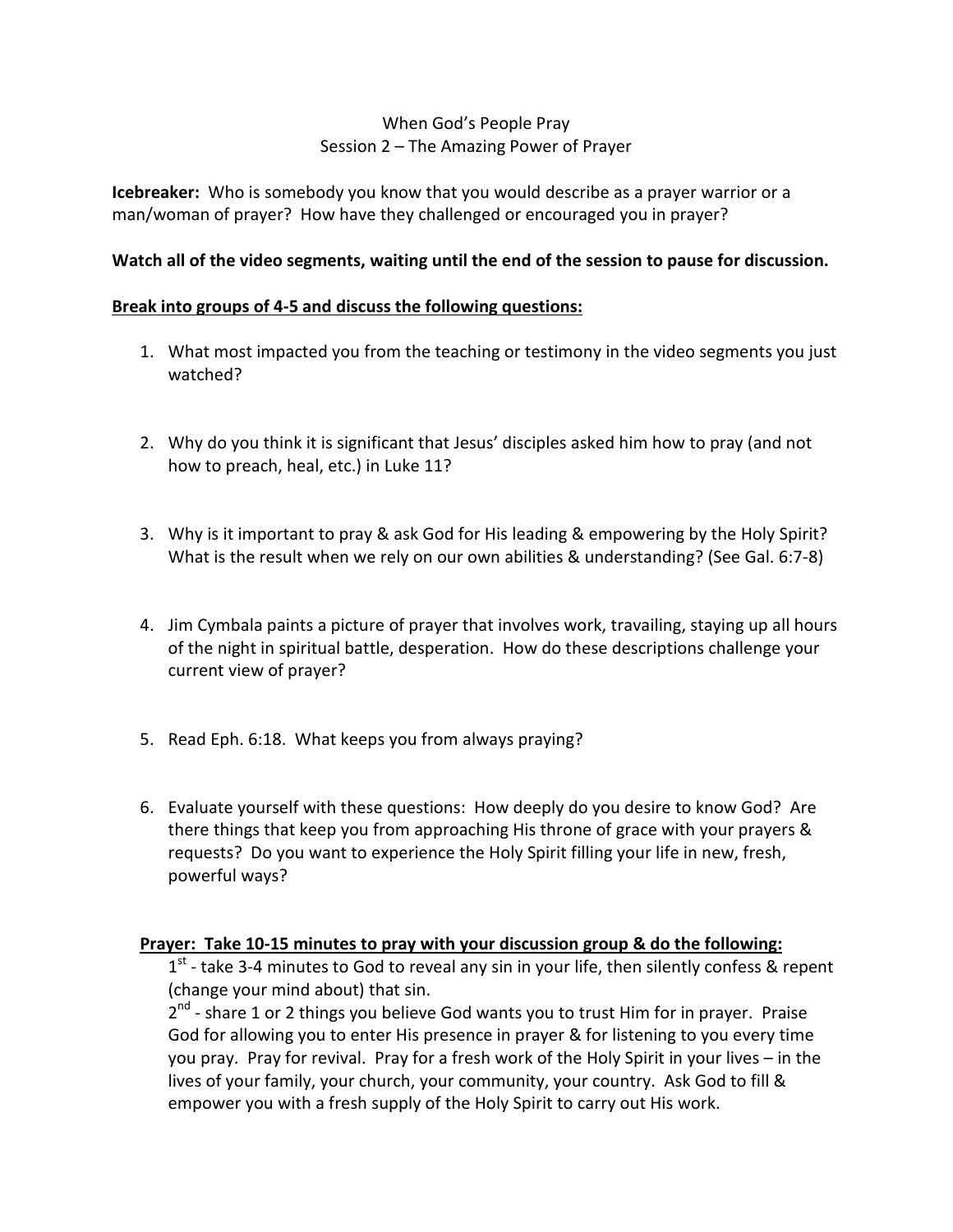When God's People Pray
Session 2 – The Amazing Power of Prayer

**Icebreaker:** Who is somebody you know that you would describe as a prayer warrior or a man/woman of prayer? How have they challenged or encouraged you in prayer?

**Watch all of the video segments, waiting until the end of the session to pause for discussion.**

**<u>Break into groups of 4-5 and discuss the following questions:</u>**

1. What most impacted you from the teaching or testimony in the video segments you just watched?

2. Why do you think it is significant that Jesus' disciples asked him how to pray (and not how to preach, heal, etc.) in Luke 11?

3. Why is it important to pray & ask God for His leading & empowering by the Holy Spirit? What is the result when we rely on our own abilities & understanding? (See Gal. 6:7-8)

4. Jim Cymbala paints a picture of prayer that involves work, travailing, staying up all hours of the night in spiritual battle, desperation. How do these descriptions challenge your current view of prayer?

5. Read Eph. 6:18. What keeps you from always praying?

6. Evaluate yourself with these questions: How deeply do you desire to know God? Are there things that keep you from approaching His throne of grace with your prayers & requests? Do you want to experience the Holy Spirit filling your life in new, fresh, powerful ways?

**<u>Prayer: Take 10-15 minutes to pray with your discussion group & do the following:</u>**

1st - take 3-4 minutes to God to reveal any sin in your life, then silently confess & repent (change your mind about) that sin.

2nd - share 1 or 2 things you believe God wants you to trust Him for in prayer. Praise God for allowing you to enter His presence in prayer & for listening to you every time you pray. Pray for revival. Pray for a fresh work of the Holy Spirit in your lives – in the lives of your family, your church, your community, your country. Ask God to fill & empower you with a fresh supply of the Holy Spirit to carry out His work.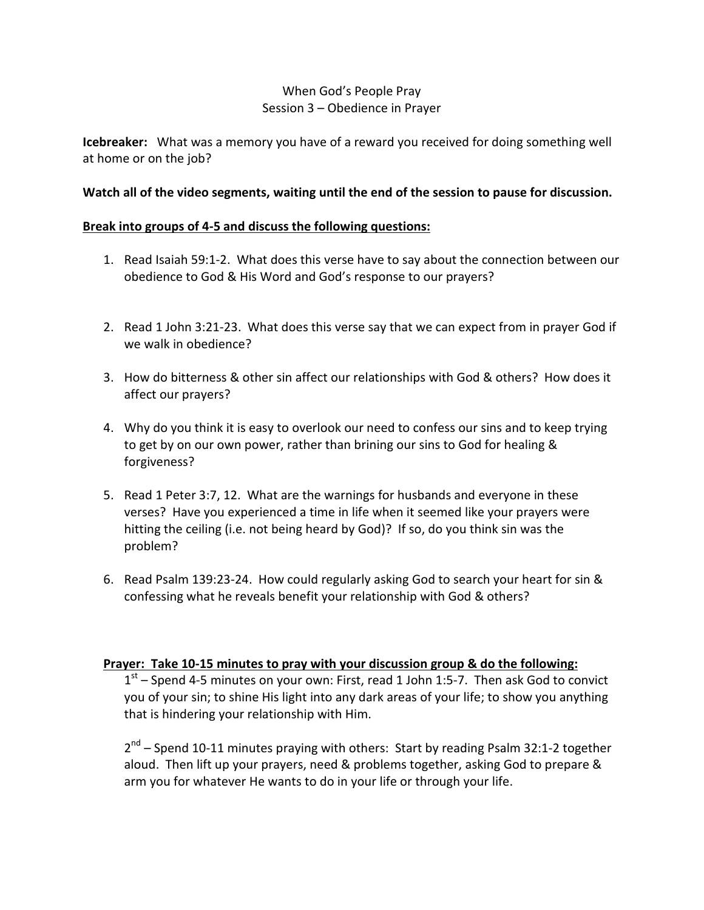When God's People Pray
Session 3 – Obedience in Prayer

**Icebreaker:** What was a memory you have of a reward you received for doing something well at home or on the job?

**Watch all of the video segments, waiting until the end of the session to pause for discussion.**

**Break into groups of 4-5 and discuss the following questions:**

1. Read Isaiah 59:1-2. What does this verse have to say about the connection between our obedience to God & His Word and God's response to our prayers?

2. Read 1 John 3:21-23. What does this verse say that we can expect from in prayer God if we walk in obedience?

3. How do bitterness & other sin affect our relationships with God & others? How does it affect our prayers?

4. Why do you think it is easy to overlook our need to confess our sins and to keep trying to get by on our own power, rather than brining our sins to God for healing & forgiveness?

5. Read 1 Peter 3:7, 12. What are the warnings for husbands and everyone in these verses? Have you experienced a time in life when it seemed like your prayers were hitting the ceiling (i.e. not being heard by God)? If so, do you think sin was the problem?

6. Read Psalm 139:23-24. How could regularly asking God to search your heart for sin & confessing what he reveals benefit your relationship with God & others?

**Prayer: Take 10-15 minutes to pray with your discussion group & do the following:**

1st – Spend 4-5 minutes on your own: First, read 1 John 1:5-7. Then ask God to convict you of your sin; to shine His light into any dark areas of your life; to show you anything that is hindering your relationship with Him.

2nd – Spend 10-11 minutes praying with others: Start by reading Psalm 32:1-2 together aloud. Then lift up your prayers, need & problems together, asking God to prepare & arm you for whatever He wants to do in your life or through your life.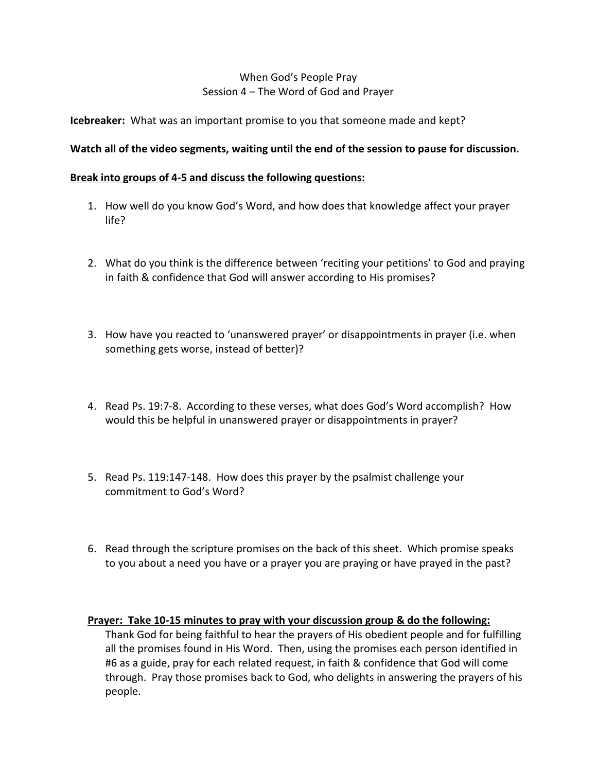When God's People Pray
Session 4 – The Word of God and Prayer

**Icebreaker:** What was an important promise to you that someone made and kept?

**Watch all of the video segments, waiting until the end of the session to pause for discussion.**

**<u>Break into groups of 4-5 and discuss the following questions:</u>**

1. How well do you know God's Word, and how does that knowledge affect your prayer life?

2. What do you think is the difference between 'reciting your petitions' to God and praying in faith & confidence that God will answer according to His promises?

3. How have you reacted to 'unanswered prayer' or disappointments in prayer (i.e. when something gets worse, instead of better)?

4. Read Ps. 19:7-8. According to these verses, what does God's Word accomplish? How would this be helpful in unanswered prayer or disappointments in prayer?

5. Read Ps. 119:147-148. How does this prayer by the psalmist challenge your commitment to God's Word?

6. Read through the scripture promises on the back of this sheet. Which promise speaks to you about a need you have or a prayer you are praying or have prayed in the past?

**<u>Prayer: Take 10-15 minutes to pray with your discussion group & do the following:</u>**
Thank God for being faithful to hear the prayers of His obedient people and for fulfilling all the promises found in His Word. Then, using the promises each person identified in #6 as a guide, pray for each related request, in faith & confidence that God will come through. Pray those promises back to God, who delights in answering the prayers of his people.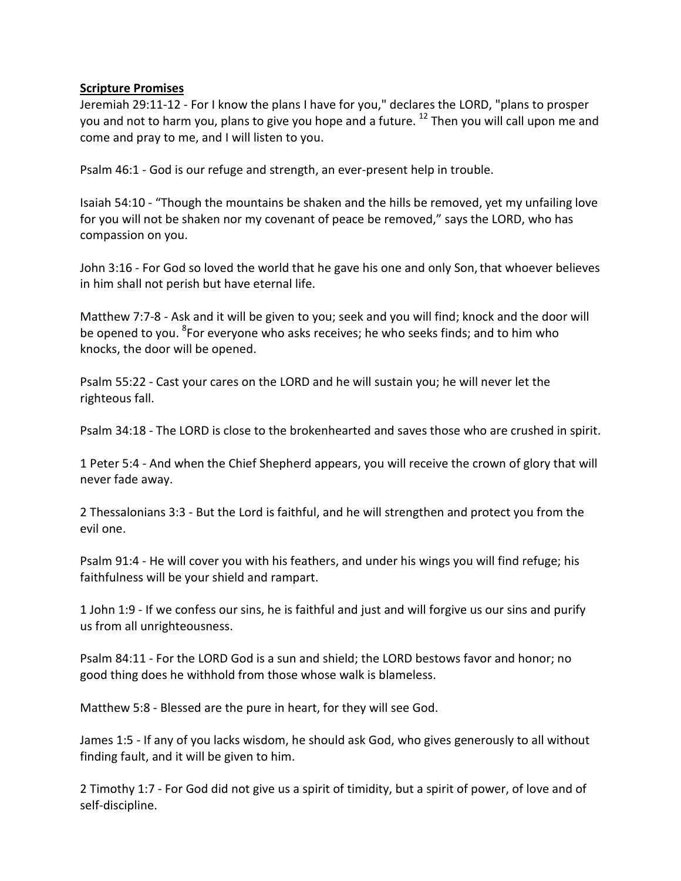**Scripture Promises**

Jeremiah 29:11-12 - For I know the plans I have for you," declares the LORD, "plans to prosper you and not to harm you, plans to give you hope and a future. 12 Then you will call upon me and come and pray to me, and I will listen to you.

Psalm 46:1 - God is our refuge and strength, an ever-present help in trouble.

Isaiah 54:10 - "Though the mountains be shaken and the hills be removed, yet my unfailing love for you will not be shaken nor my covenant of peace be removed," says the LORD, who has compassion on you.

John 3:16 - For God so loved the world that he gave his one and only Son, that whoever believes in him shall not perish but have eternal life.

Matthew 7:7-8 - Ask and it will be given to you; seek and you will find; knock and the door will be opened to you. 8 For everyone who asks receives; he who seeks finds; and to him who knocks, the door will be opened.

Psalm 55:22 - Cast your cares on the LORD and he will sustain you; he will never let the righteous fall.

Psalm 34:18 - The LORD is close to the brokenhearted and saves those who are crushed in spirit.

1 Peter 5:4 - And when the Chief Shepherd appears, you will receive the crown of glory that will never fade away.

2 Thessalonians 3:3 - But the Lord is faithful, and he will strengthen and protect you from the evil one.

Psalm 91:4 - He will cover you with his feathers, and under his wings you will find refuge; his faithfulness will be your shield and rampart.

1 John 1:9 - If we confess our sins, he is faithful and just and will forgive us our sins and purify us from all unrighteousness.

Psalm 84:11 - For the LORD God is a sun and shield; the LORD bestows favor and honor; no good thing does he withhold from those whose walk is blameless.

Matthew 5:8 - Blessed are the pure in heart, for they will see God.

James 1:5 - If any of you lacks wisdom, he should ask God, who gives generously to all without finding fault, and it will be given to him.

2 Timothy 1:7 - For God did not give us a spirit of timidity, but a spirit of power, of love and of self-discipline.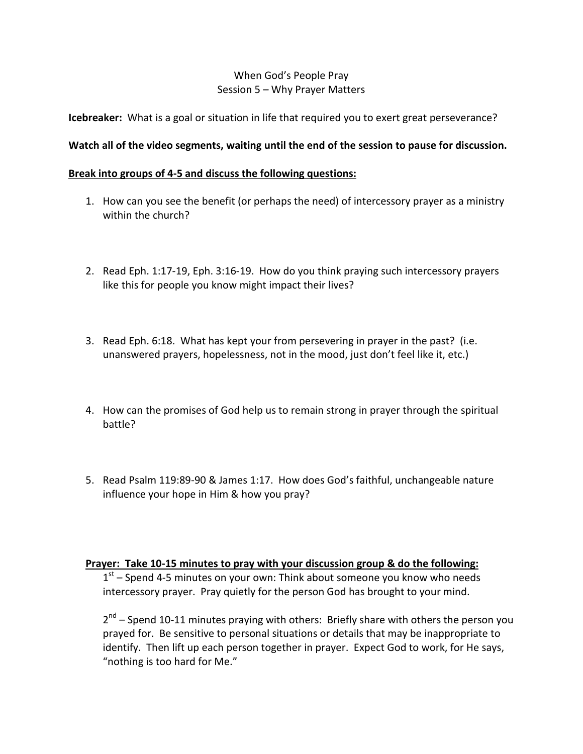When God's People Pray
Session 5 – Why Prayer Matters

**Icebreaker:** What is a goal or situation in life that required you to exert great perseverance?

**Watch all of the video segments, waiting until the end of the session to pause for discussion.**

**<u>Break into groups of 4-5 and discuss the following questions:</u>**

1. How can you see the benefit (or perhaps the need) of intercessory prayer as a ministry within the church?

2. Read Eph. 1:17-19, Eph. 3:16-19. How do you think praying such intercessory prayers like this for people you know might impact their lives?

3. Read Eph. 6:18. What has kept your from persevering in prayer in the past? (i.e. unanswered prayers, hopelessness, not in the mood, just don't feel like it, etc.)

4. How can the promises of God help us to remain strong in prayer through the spiritual battle?

5. Read Psalm 119:89-90 & James 1:17. How does God's faithful, unchangeable nature influence your hope in Him & how you pray?

**<u>Prayer: Take 10-15 minutes to pray with your discussion group & do the following:</u>**

1st – Spend 4-5 minutes on your own: Think about someone you know who needs intercessory prayer. Pray quietly for the person God has brought to your mind.

2nd – Spend 10-11 minutes praying with others: Briefly share with others the person you prayed for. Be sensitive to personal situations or details that may be inappropriate to identify. Then lift up each person together in prayer. Expect God to work, for He says, "nothing is too hard for Me."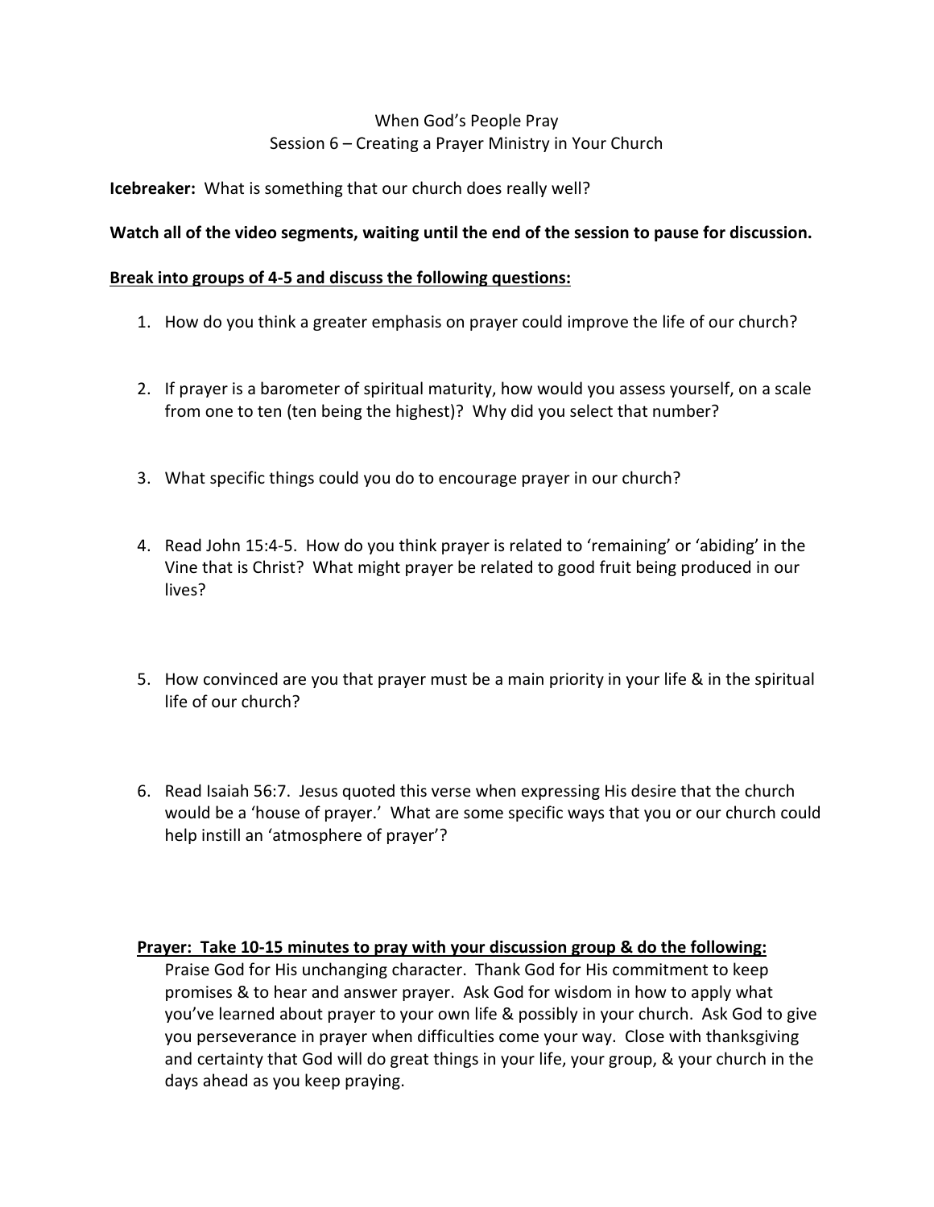When God's People Pray
Session 6 – Creating a Prayer Ministry in Your Church

**Icebreaker:** What is something that our church does really well?

**Watch all of the video segments, waiting until the end of the session to pause for discussion.**

**Break into groups of 4-5 and discuss the following questions:**

1. How do you think a greater emphasis on prayer could improve the life of our church?

2. If prayer is a barometer of spiritual maturity, how would you assess yourself, on a scale from one to ten (ten being the highest)? Why did you select that number?

3. What specific things could you do to encourage prayer in our church?

4. Read John 15:4-5. How do you think prayer is related to 'remaining' or 'abiding' in the Vine that is Christ? What might prayer be related to good fruit being produced in our lives?

5. How convinced are you that prayer must be a main priority in your life & in the spiritual life of our church?

6. Read Isaiah 56:7. Jesus quoted this verse when expressing His desire that the church would be a 'house of prayer.' What are some specific ways that you or our church could help instill an 'atmosphere of prayer'?

**Prayer: Take 10-15 minutes to pray with your discussion group & do the following:**
Praise God for His unchanging character. Thank God for His commitment to keep promises & to hear and answer prayer. Ask God for wisdom in how to apply what you've learned about prayer to your own life & possibly in your church. Ask God to give you perseverance in prayer when difficulties come your way. Close with thanksgiving and certainty that God will do great things in your life, your group, & your church in the days ahead as you keep praying.